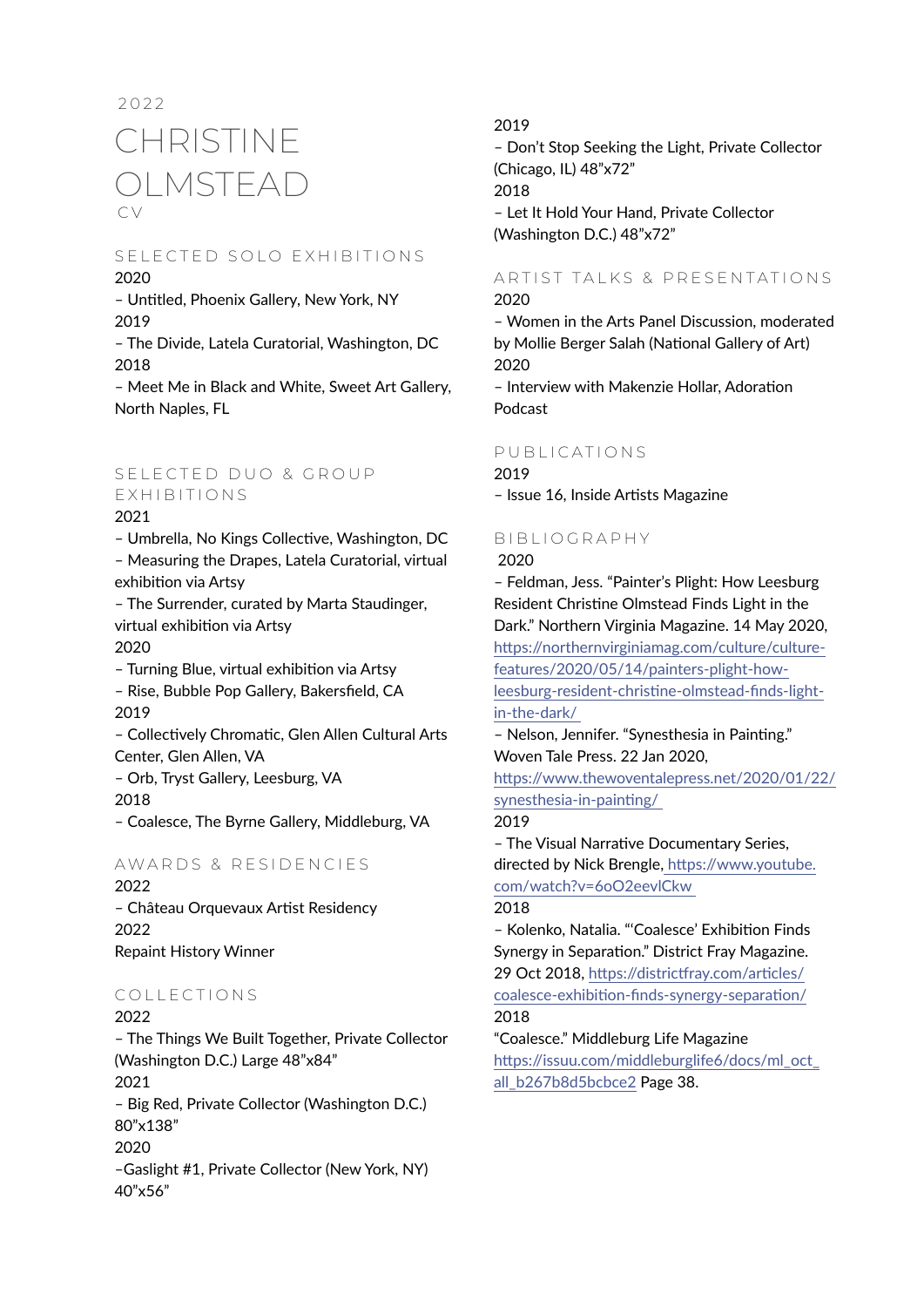2022

# CHRISTINE OLMSTEAD

CV

## SELECTED SOLO EXHIBITIONS

2020
– Untitled, Phoenix Gallery, New York, NY
2019
– The Divide, Latela Curatorial, Washington, DC
2018
– Meet Me in Black and White, Sweet Art Gallery, North Naples, FL

## SELECTED DUO & GROUP EXHIBITIONS

2021
– Umbrella, No Kings Collective, Washington, DC
– Measuring the Drapes, Latela Curatorial, virtual exhibition via Artsy
– The Surrender, curated by Marta Staudinger, virtual exhibition via Artsy
2020
– Turning Blue, virtual exhibition via Artsy
– Rise, Bubble Pop Gallery, Bakersfield, CA
2019
– Collectively Chromatic, Glen Allen Cultural Arts Center, Glen Allen, VA
– Orb, Tryst Gallery, Leesburg, VA
2018
– Coalesce, The Byrne Gallery, Middleburg, VA

## AWARDS & RESIDENCIES

2022
– Château Orquevaux Artist Residency
2022
Repaint History Winner

## COLLECTIONS

2022
– The Things We Built Together, Private Collector (Washington D.C.) Large 48"x84"
2021
– Big Red, Private Collector (Washington D.C.) 80"x138"
2020
–Gaslight #1, Private Collector (New York, NY) 40"x56"
2019
– Don't Stop Seeking the Light, Private Collector (Chicago, IL) 48"x72"
2018
– Let It Hold Your Hand, Private Collector (Washington D.C.) 48"x72"

## ARTIST TALKS & PRESENTATIONS

2020
– Women in the Arts Panel Discussion, moderated by Mollie Berger Salah (National Gallery of Art)
2020
– Interview with Makenzie Hollar, Adoration Podcast

## PUBLICATIONS

2019
– Issue 16, Inside Artists Magazine

## BIBLIOGRAPHY

2020
– Feldman, Jess. "Painter's Plight: How Leesburg Resident Christine Olmstead Finds Light in the Dark." Northern Virginia Magazine. 14 May 2020, https://northernvirginiamag.com/culture/culture-features/2020/05/14/painters-plight-how-leesburg-resident-christine-olmstead-finds-light-in-the-dark/
– Nelson, Jennifer. "Synesthesia in Painting." Woven Tale Press. 22 Jan 2020, https://www.thewoventalepress.net/2020/01/22/synesthesia-in-painting/
2019
– The Visual Narrative Documentary Series, directed by Nick Brengle, https://www.youtube.com/watch?v=6oO2eevlCkw
2018
– Kolenko, Natalia. "'Coalesce' Exhibition Finds Synergy in Separation." District Fray Magazine. 29 Oct 2018, https://districtfray.com/articles/coalesce-exhibition-finds-synergy-separation/
2018
"Coalesce." Middleburg Life Magazine https://issuu.com/middleburglife6/docs/ml_oct_all_b267b8d5bcbce2 Page 38.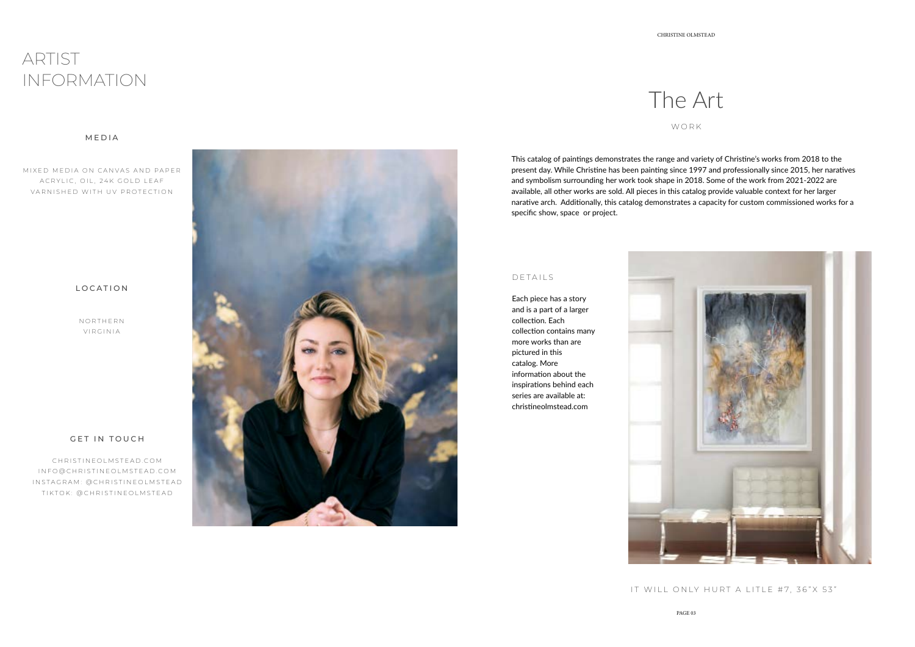# ARTIST INFORMATION

### MEDIA

MIXED MEDIA ON CANVAS AND PAPER
ACRYLIC, OIL, 24K GOLD LEAF
VARNISHED WITH UV PROTECTION

### LOCATION

NORTHERN
VIRGINIA

### GET IN TOUCH

CHRISTINEOLMSTEAD.COM
INFO@CHRISTINEOLMSTEAD.COM
INSTAGRAM: @CHRISTINEOLMSTEAD
TIKTOK: @CHRISTINEOLMSTEAD

# The Art

WORK

This catalog of paintings demonstrates the range and variety of Christine's works from 2018 to the present day. While Christine has been painting since 1997 and professionally since 2015, her naratives and symbolism surrounding her work took shape in 2018. Some of the work from 2021-2022 are available, all other works are sold. All pieces in this catalog provide valuable context for her larger narative arch. Additionally, this catalog demonstrates a capacity for custom commissioned works for a specific show, space or project.

### DETAILS

Each piece has a story and is a part of a larger collection. Each collection contains many more works than are pictured in this catalog. More information about the inspirations behind each series are available at: christineolmstead.com

IT WILL ONLY HURT A LITLE #7, 36"X 53"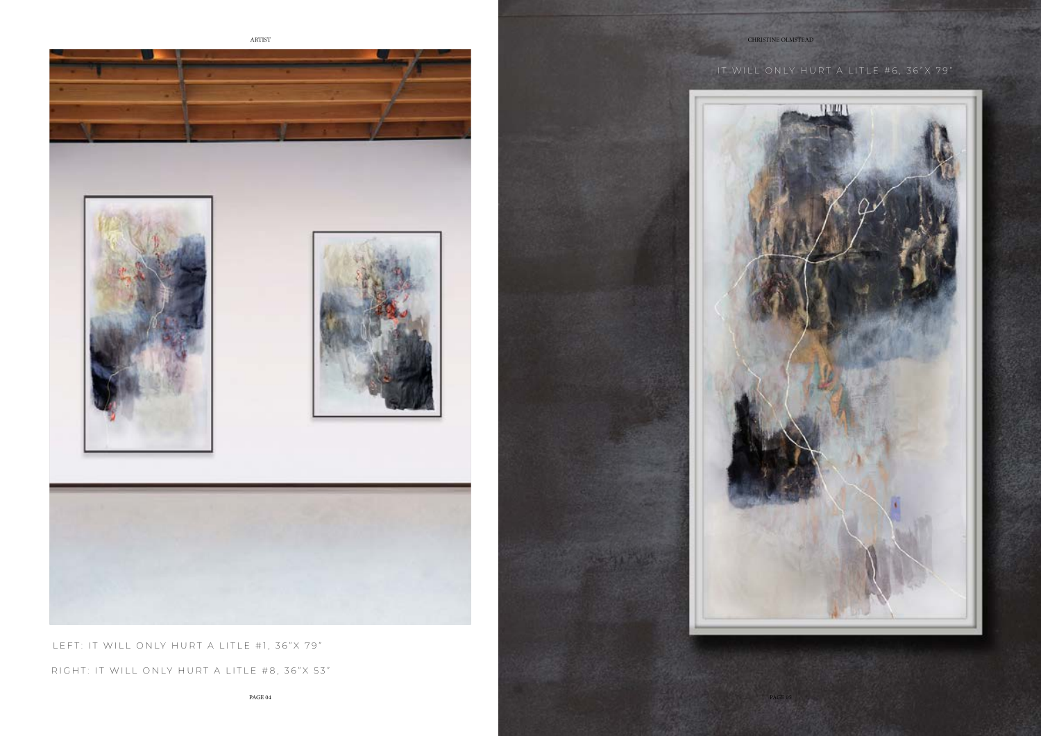LEFT: IT WILL ONLY HURT A LITLE #1, 36"X 79"

RIGHT: IT WILL ONLY HURT A LITLE #8, 36"X 53"

IT WILL ONLY HURT A LITLE #6, 36"X 79"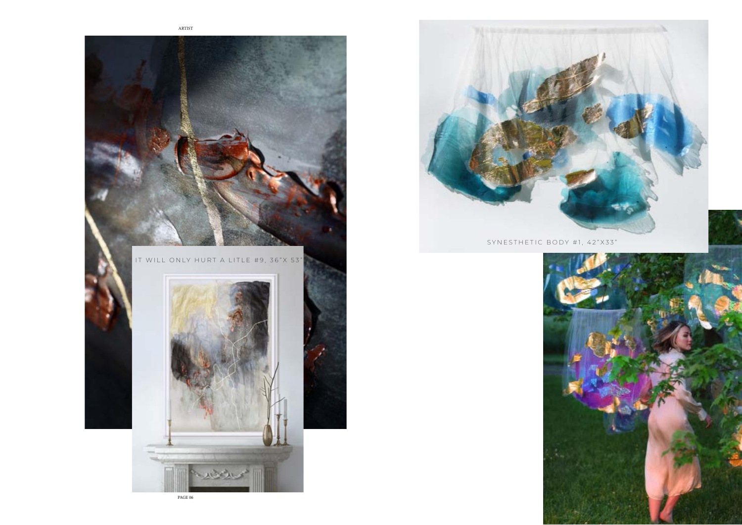IT WILL ONLY HURT A LITLE #9, 36"X 53"

SYNESTHETIC BODY #1, 42"X33"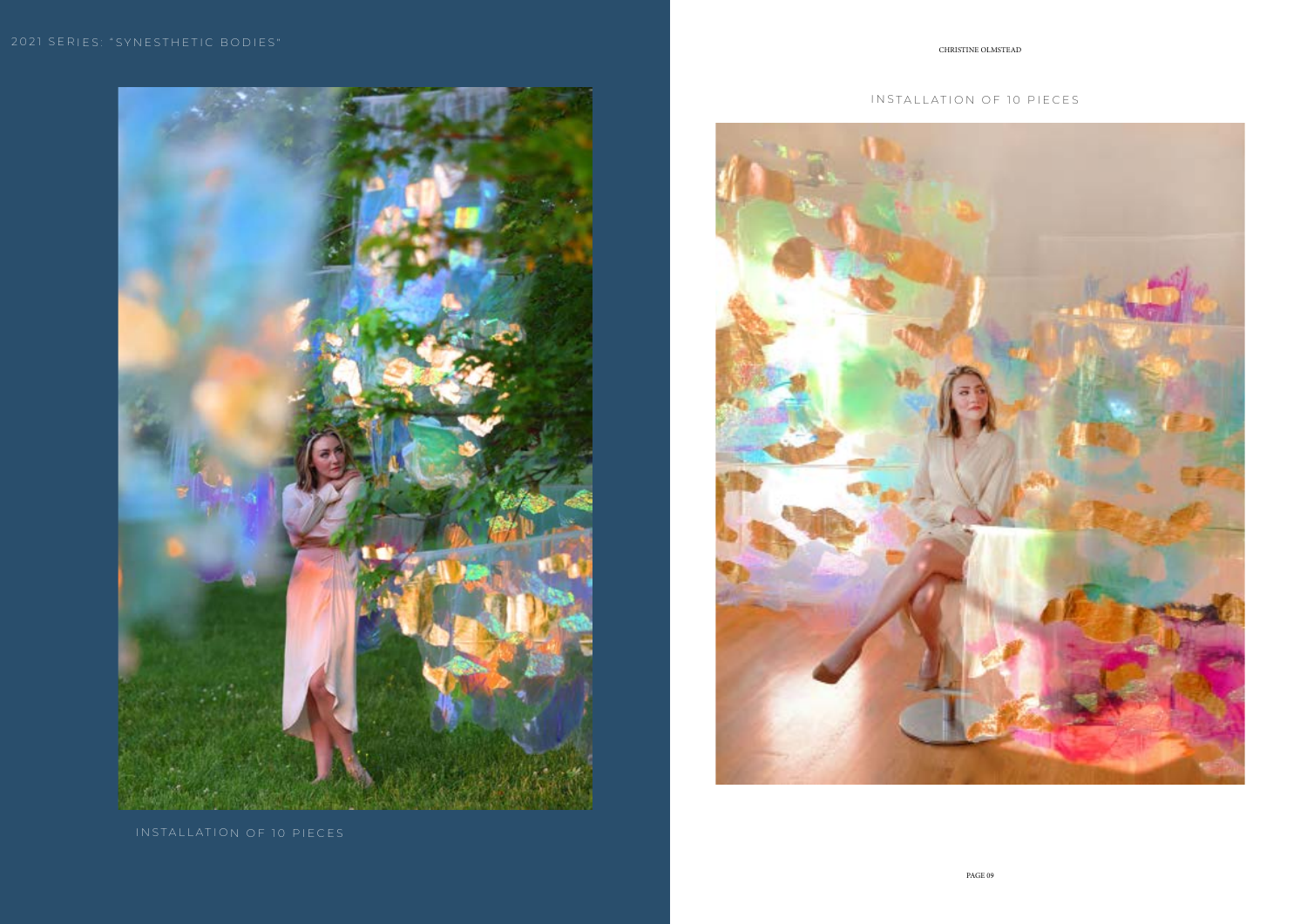2021 SERIES: "SYNESTHETIC BODIES"

INSTALLATION OF 10 PIECES

INSTALLATION OF 10 PIECES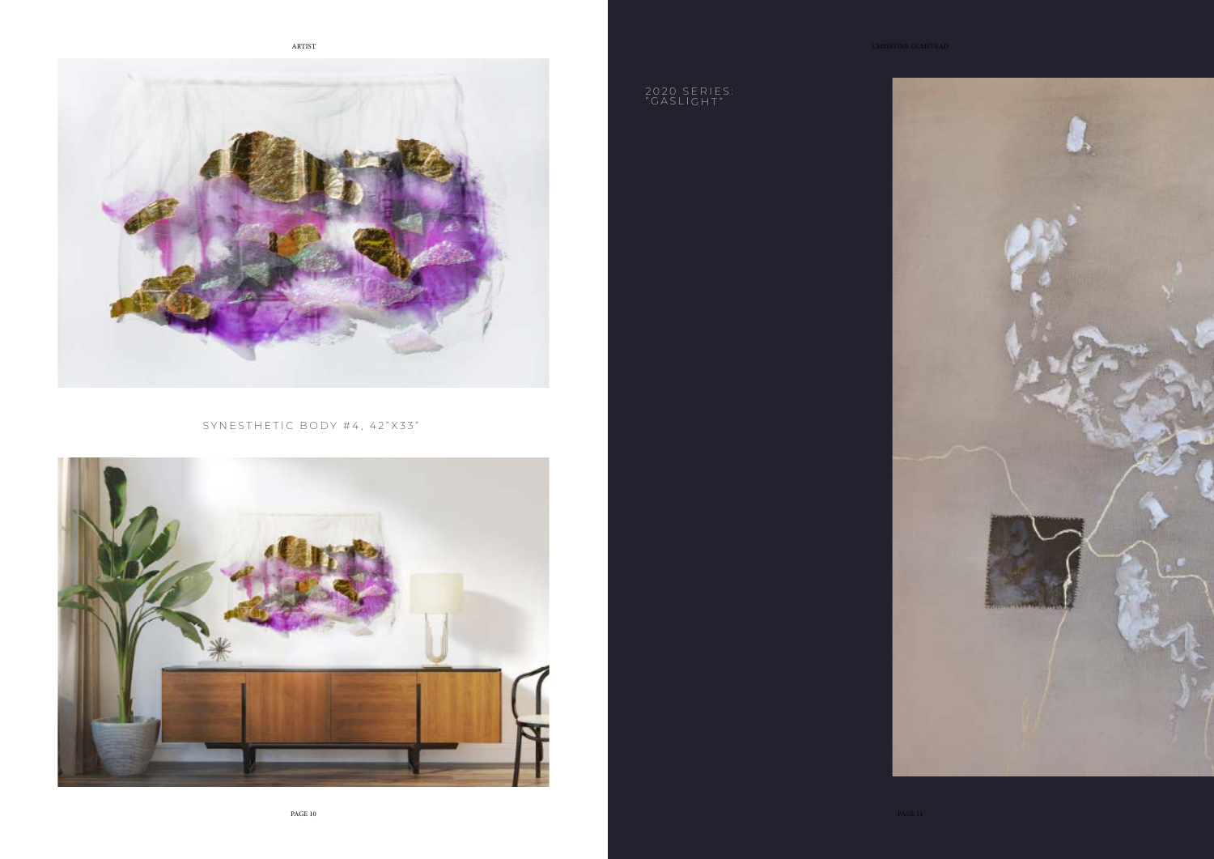SYNESTHETIC BODY #4, 42"X33"

2020 SERIES:
"GASLIGHT"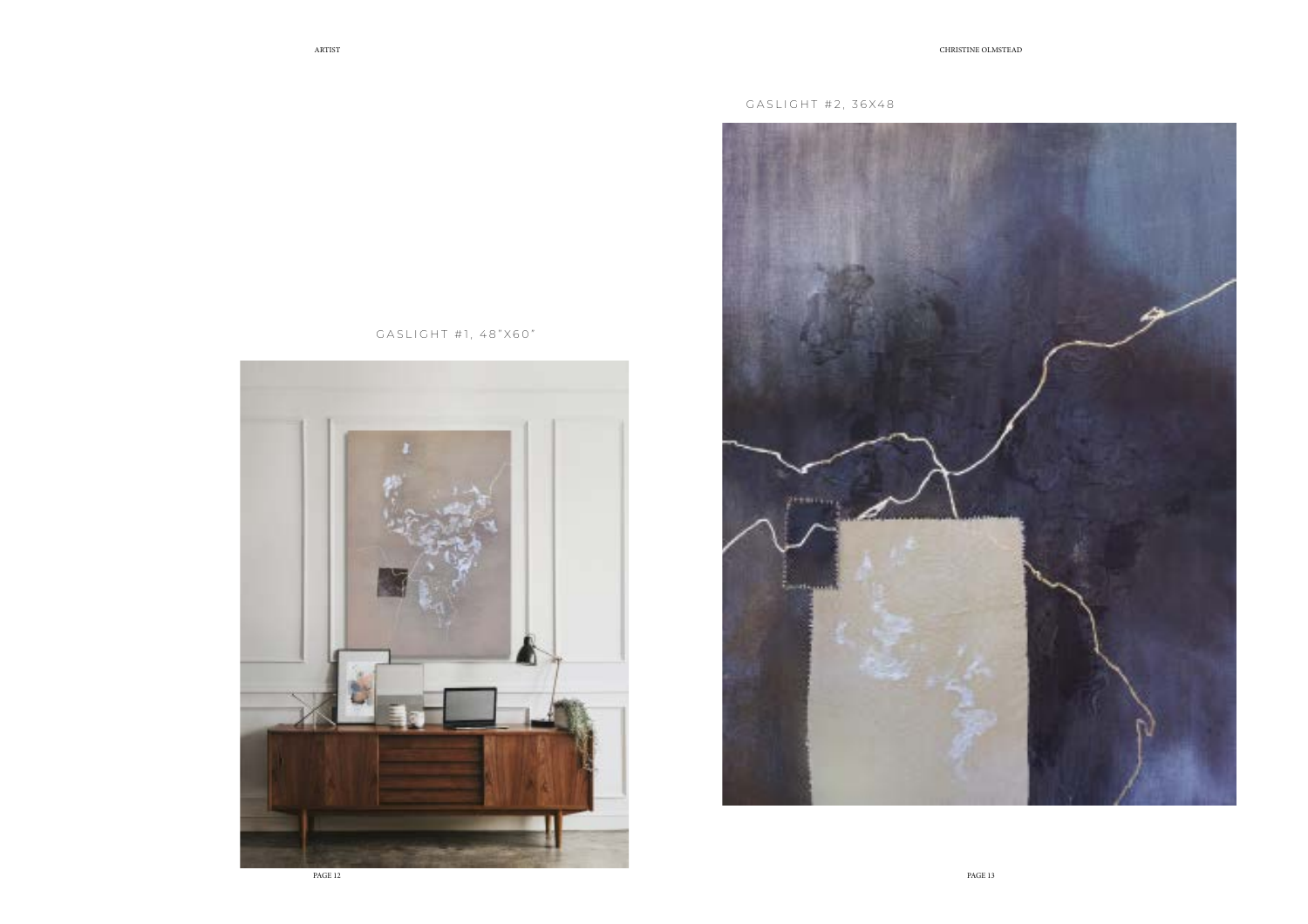GASLIGHT #1, 48"X60"

GASLIGHT #2, 36X48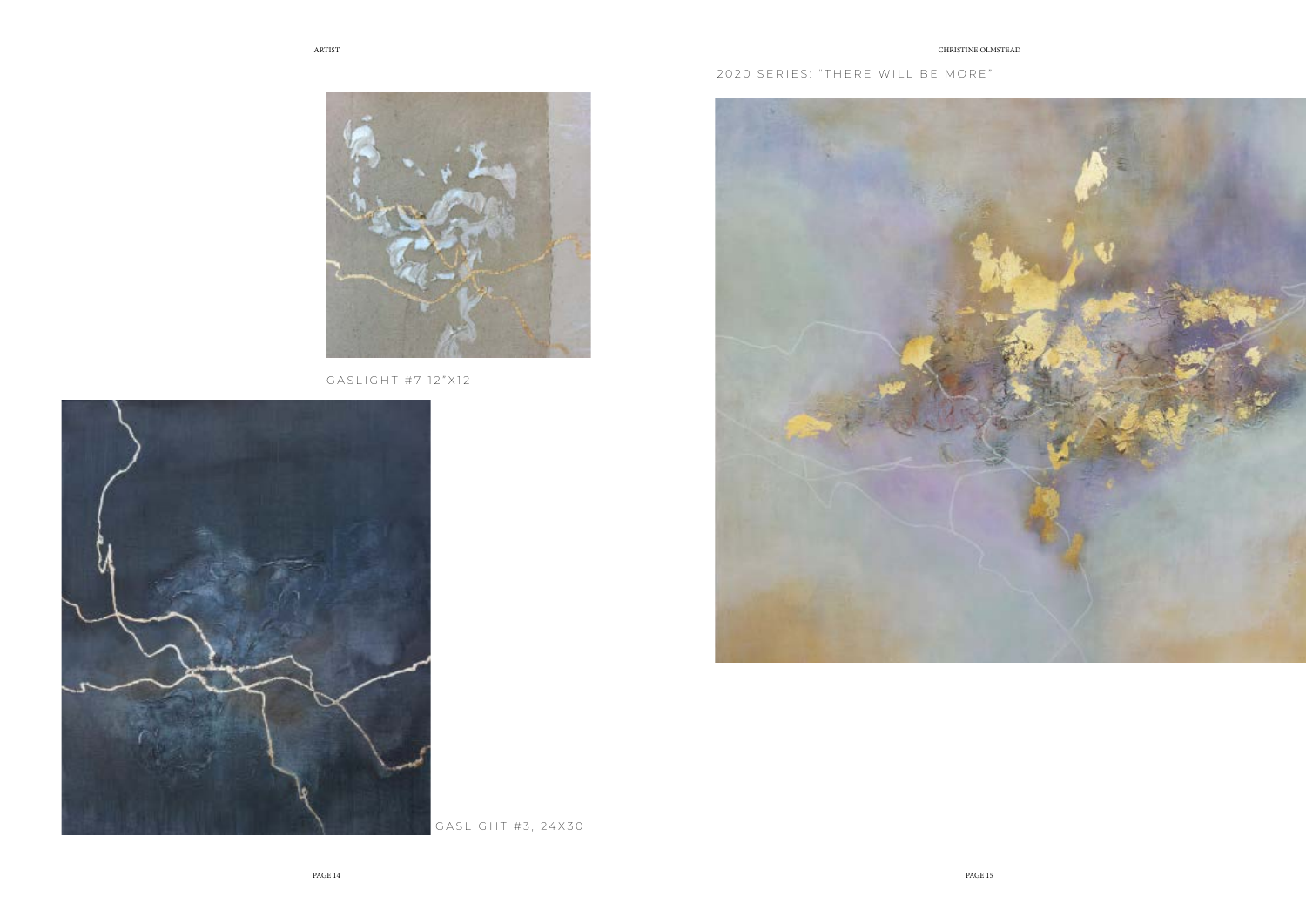GASLIGHT #7 12"X12

GASLIGHT #3, 24X30

## 2020 SERIES: "THERE WILL BE MORE"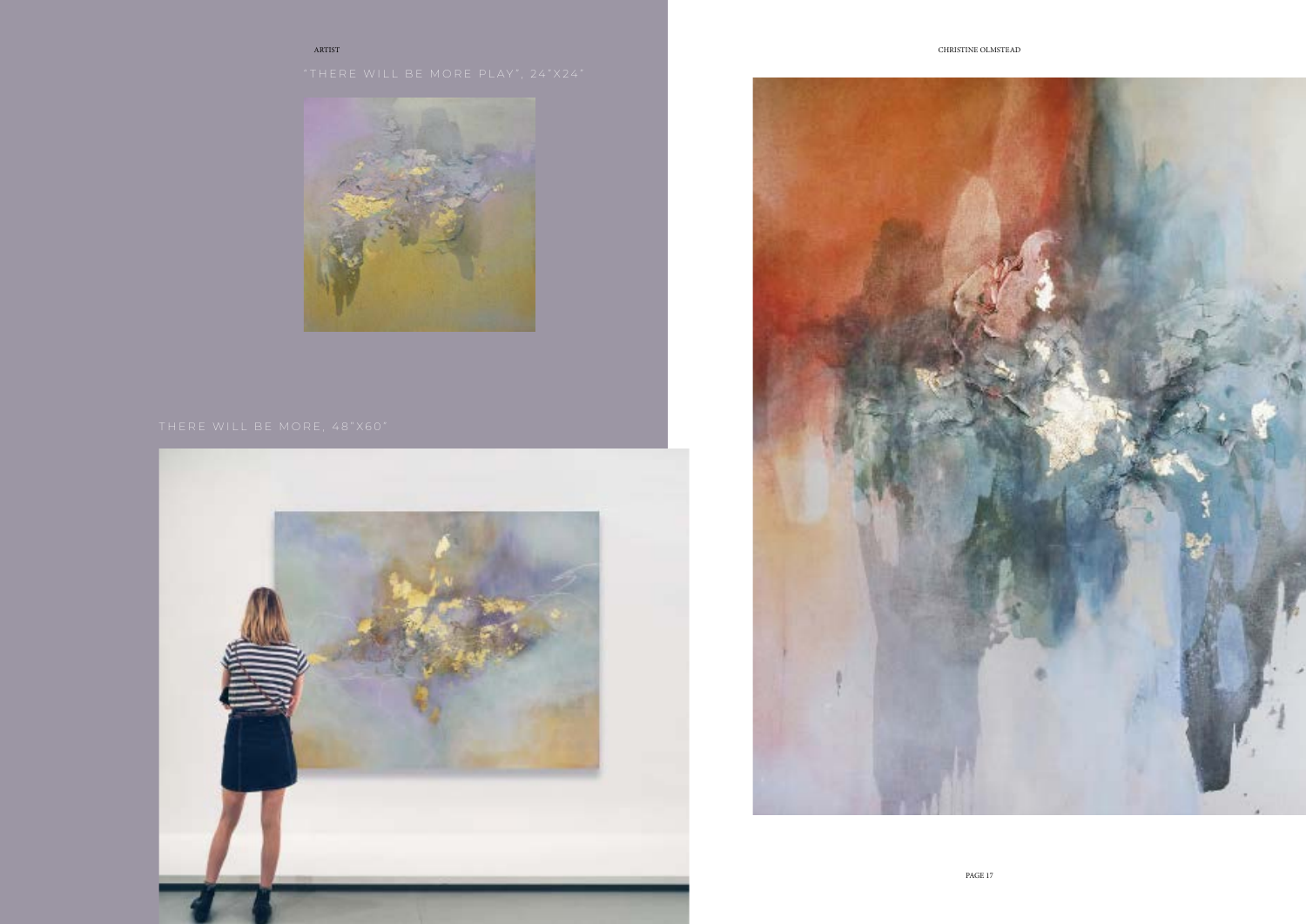“THERE WILL BE MORE PLAY”, 24”X24”

THERE WILL BE MORE, 48”X60”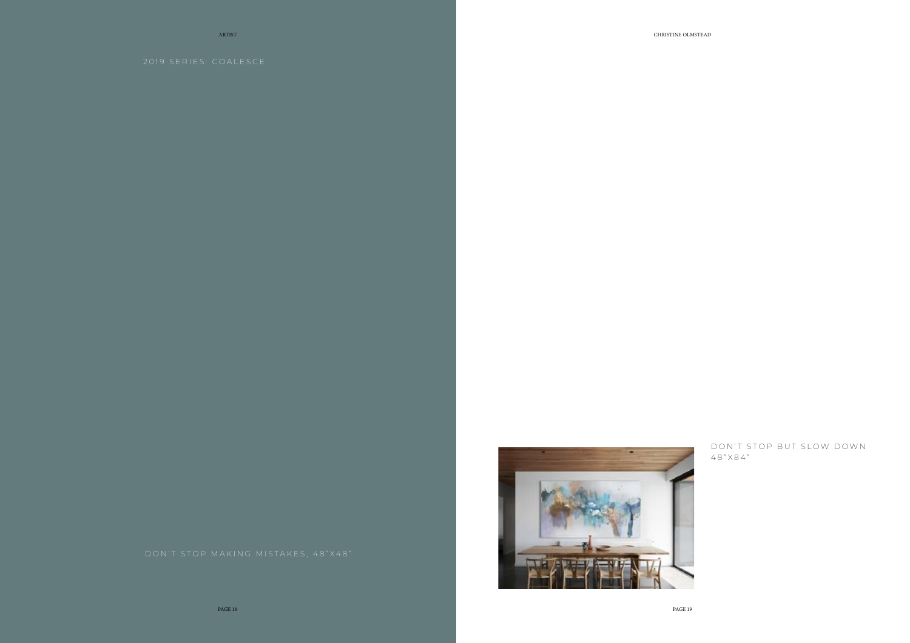## 2019 SERIES: COALESCE

DON'T STOP MAKING MISTAKES, 48"X48"

DON'T STOP BUT SLOW DOWN
48"X84"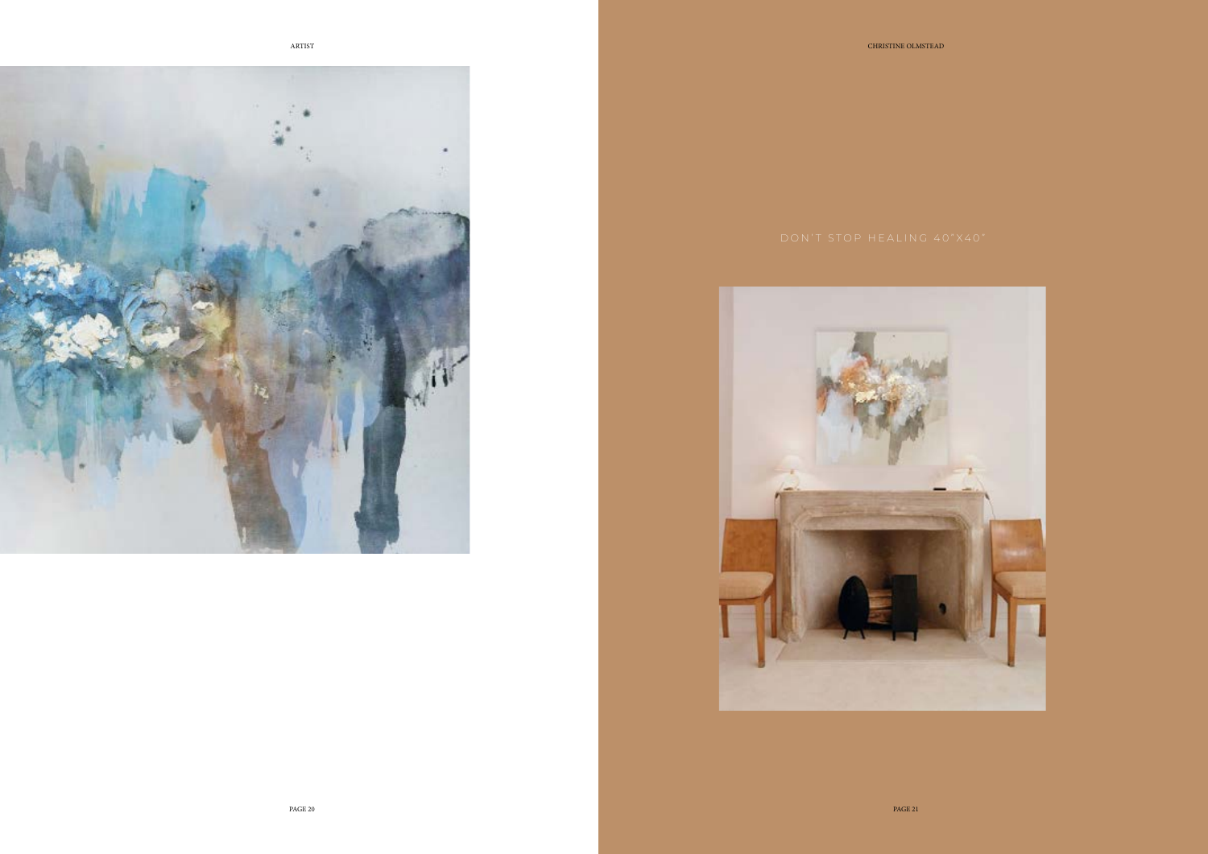DON'T STOP HEALING 40"X40"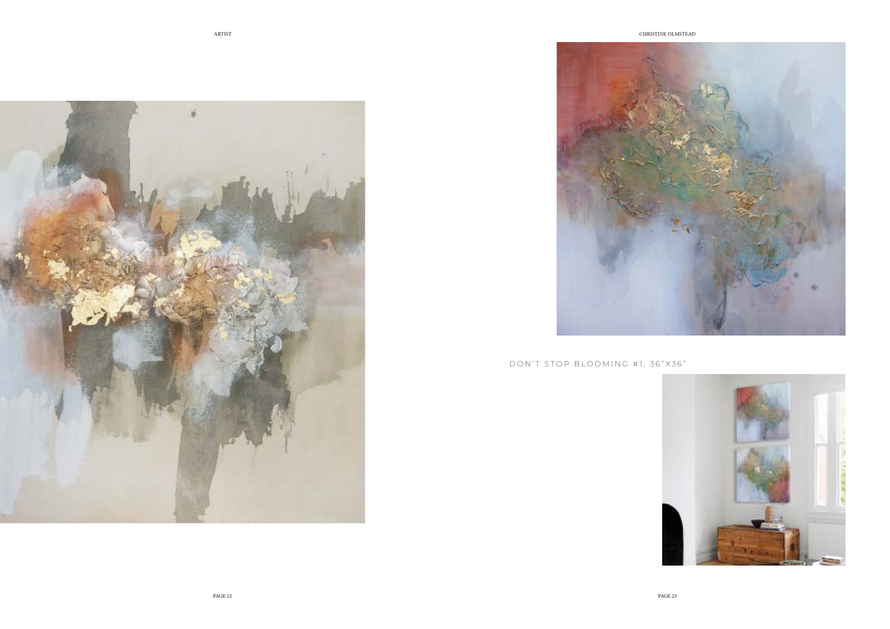DON'T STOP BLOOMING #1, 36"X36"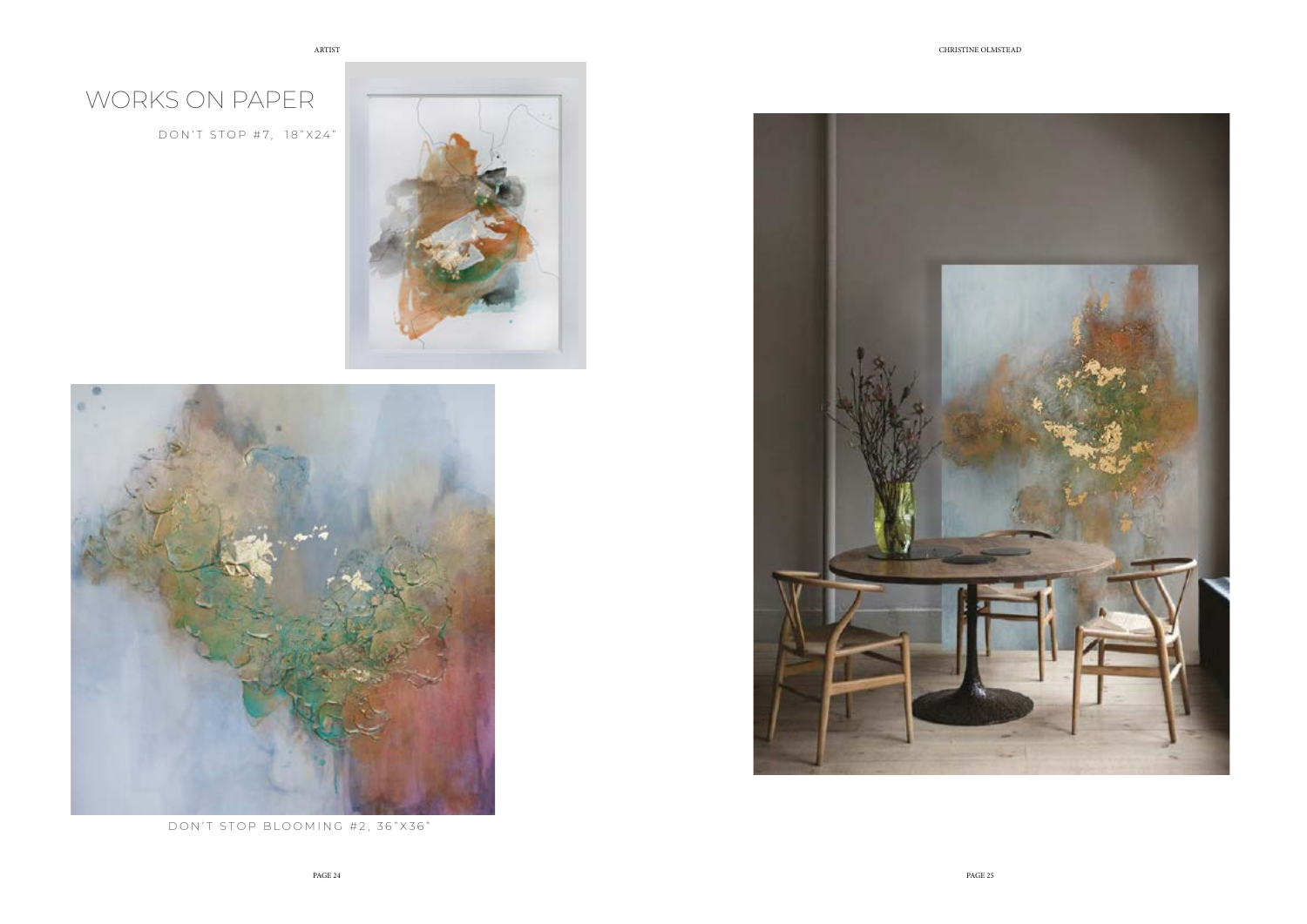# WORKS ON PAPER

DON'T STOP #7, 18"X24"

DON'T STOP BLOOMING #2, 36"X36"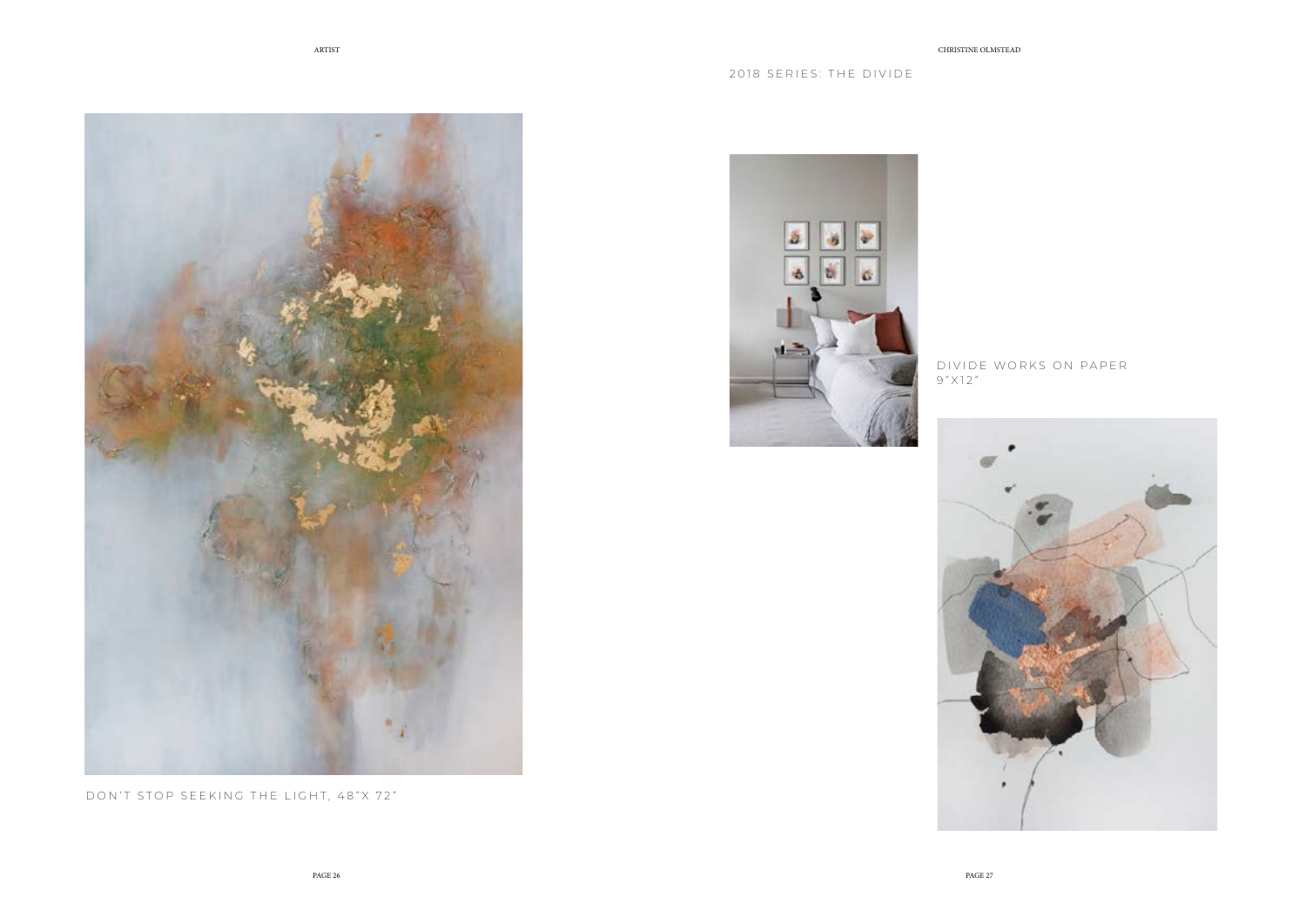## 2018 SERIES: THE DIVIDE

DON'T STOP SEEKING THE LIGHT, 48"X 72"

DIVIDE WORKS ON PAPER
9"X12"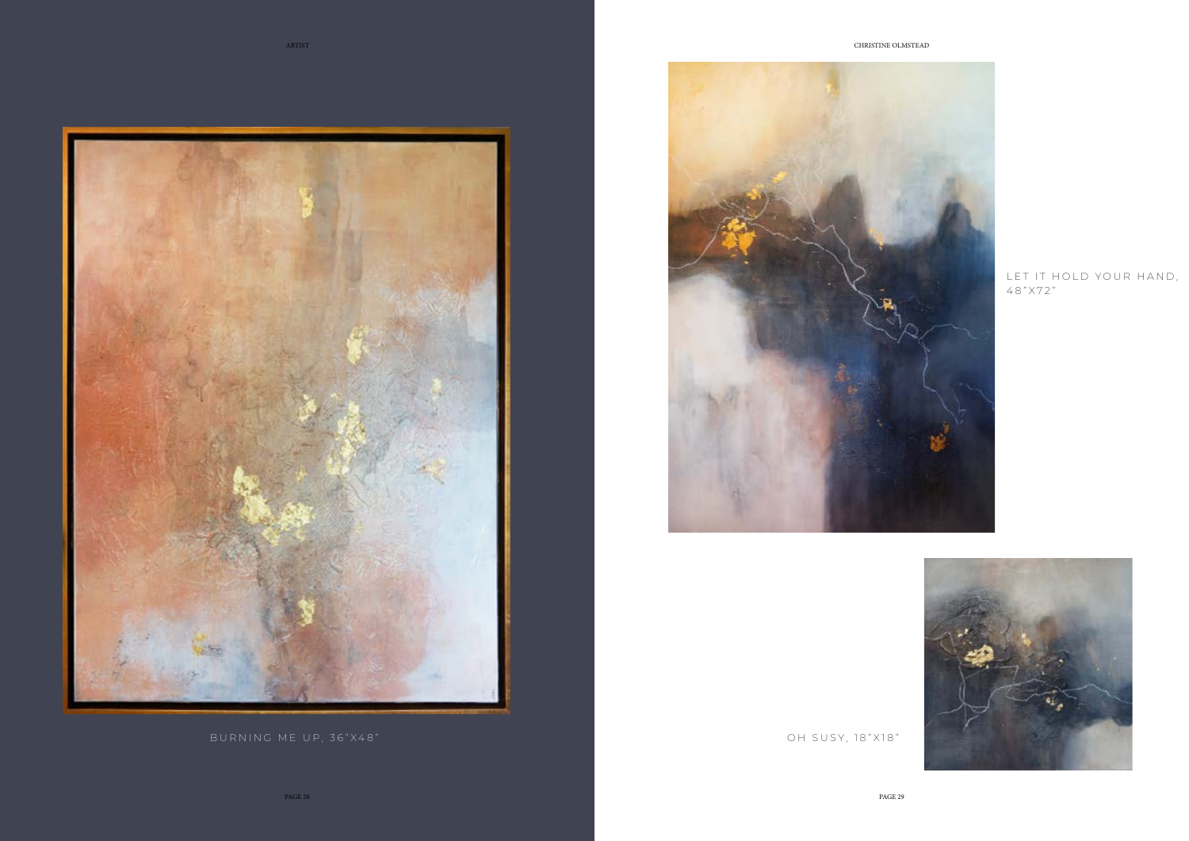BURNING ME UP, 36"X48"

LET IT HOLD YOUR HAND, 48"X72"

OH SUSY, 18"X18"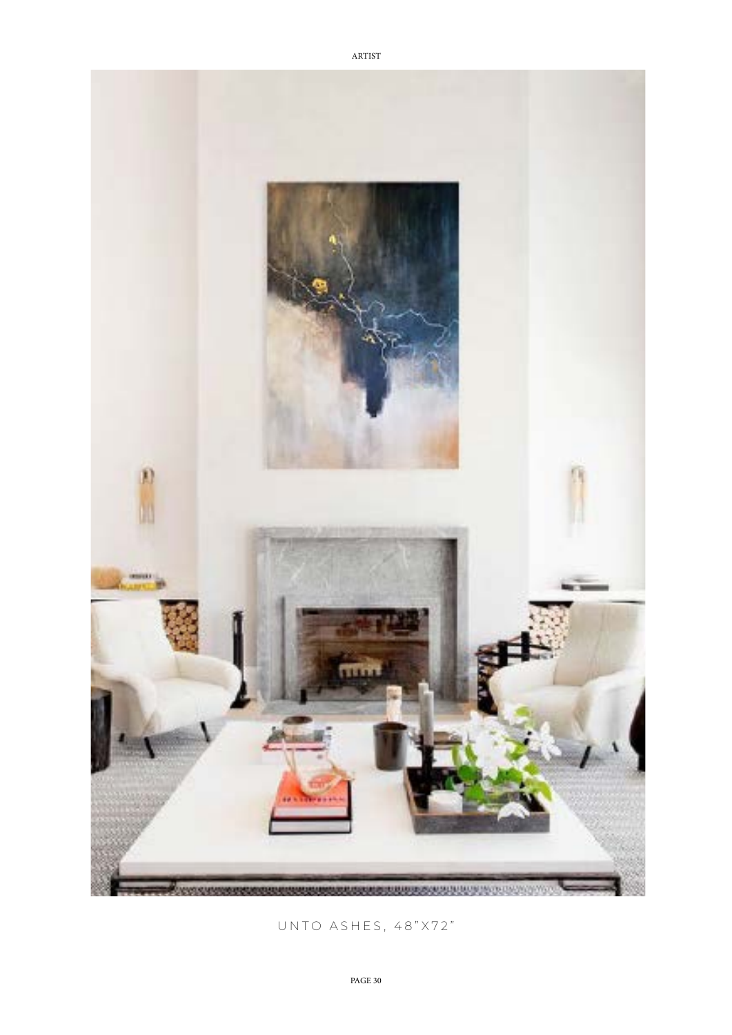UNTO ASHES, 48"X72"